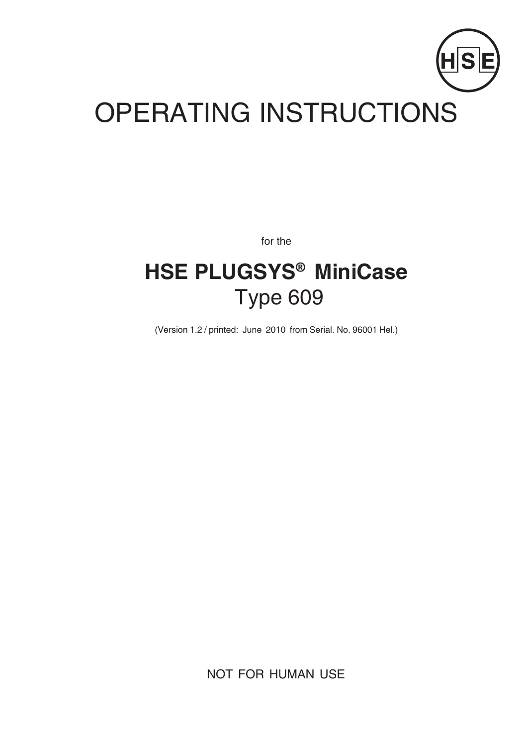HSE

# OPERATING INSTRUCTIONS

for the

## HSE PLUGSYS® MiniCase
Type 609

(Version 1.2 / printed: June 2010 from Serial. No. 96001 Hel.)

NOT FOR HUMAN USE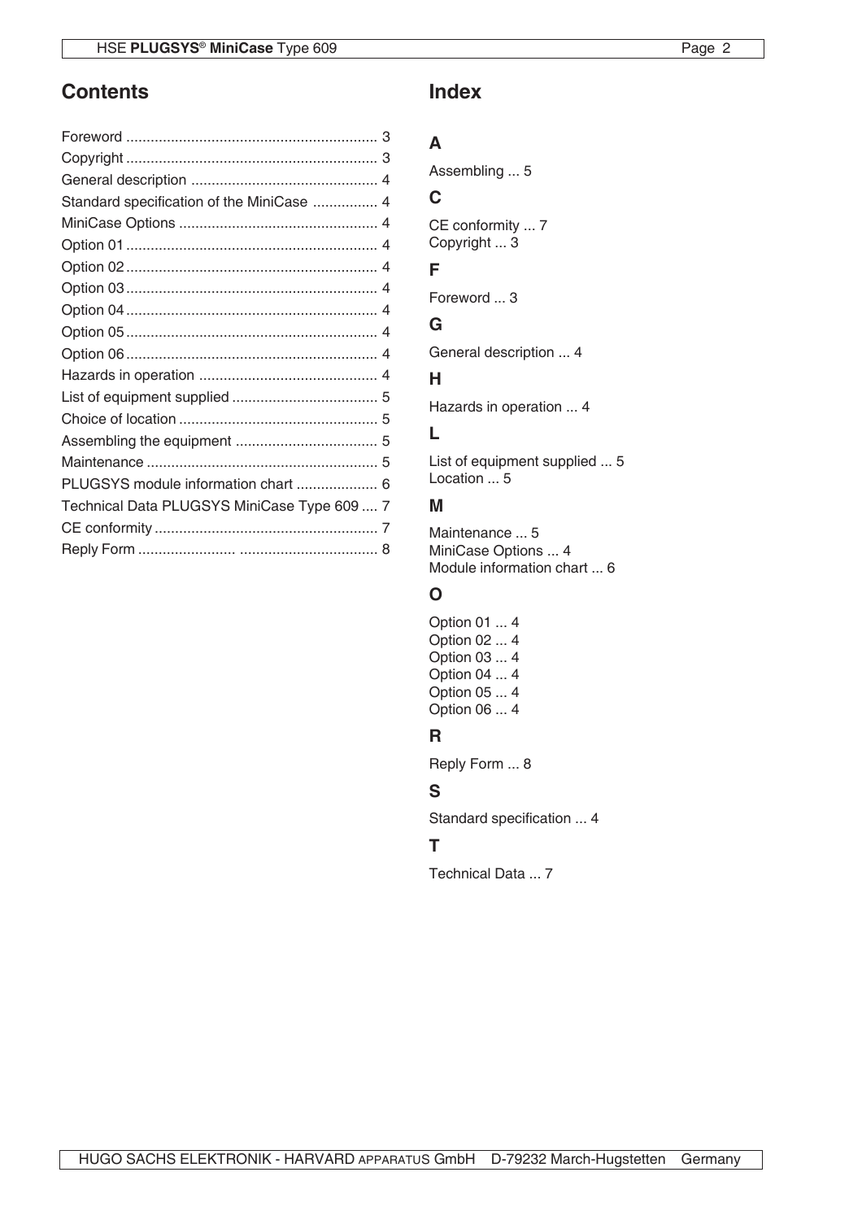## Contents

Foreword ............................................................. 3
Copyright ............................................................. 3
General description ............................................. 4
Standard specification of the MiniCase ................ 4
MiniCase Options ................................................. 4
Option 01 ............................................................. 4
Option 02 ............................................................. 4
Option 03 ............................................................. 4
Option 04 ............................................................. 4
Option 05 ............................................................. 4
Option 06 ............................................................. 4
Hazards in operation ............................................ 4
List of equipment supplied .................................... 5
Choice of location ................................................. 5
Assembling the equipment ................................... 5
Maintenance ......................................................... 5
PLUGSYS module information chart .................... 6
Technical Data PLUGSYS MiniCase Type 609 .... 7
CE conformity ....................................................... 7
Reply Form ........................ ................................. 8

## Index

### A

Assembling ... 5

### C

CE conformity ... 7
Copyright ... 3

### F

Foreword ... 3

### G

General description ... 4

### H

Hazards in operation ... 4

### L

List of equipment supplied ... 5
Location ... 5

### M

Maintenance ... 5
MiniCase Options ... 4
Module information chart ... 6

### O

Option 01 ... 4
Option 02 ... 4
Option 03 ... 4
Option 04 ... 4
Option 05 ... 4
Option 06 ... 4

### R

Reply Form ... 8

### S

Standard specification ... 4

### T

Technical Data ... 7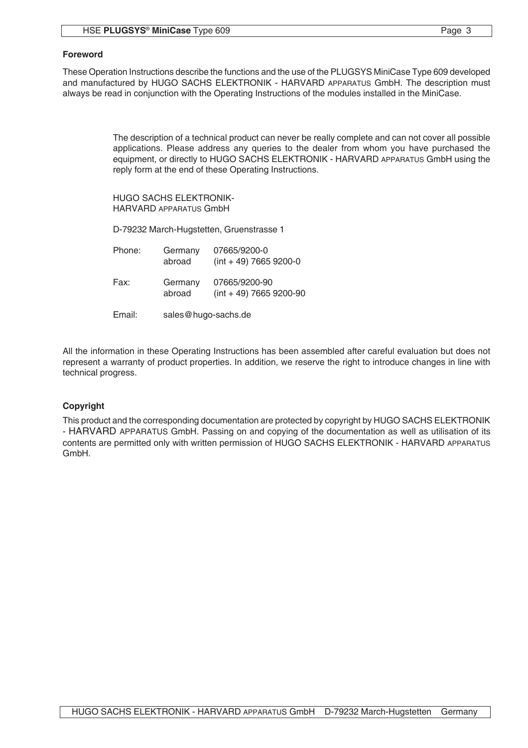## Foreword

These Operation Instructions describe the functions and the use of the PLUGSYS MiniCase Type 609 developed and manufactured by HUGO SACHS ELEKTRONIK - HARVARD APPARATUS GmbH. The description must always be read in conjunction with the Operating Instructions of the modules installed in the MiniCase.

The description of a technical product can never be really complete and can not cover all possible applications. Please address any queries to the dealer from whom you have purchased the equipment, or directly to HUGO SACHS ELEKTRONIK - HARVARD APPARATUS GmbH using the reply form at the end of these Operating Instructions.

HUGO SACHS ELEKTRONIK-
HARVARD APPARATUS GmbH

D-79232 March-Hugstetten, Gruenstrasse 1

| | | |
|---|---|---|
| Phone: | Germany | 07665/9200-0 |
| | abroad | (int + 49) 7665 9200-0 |
| Fax: | Germany | 07665/9200-90 |
| | abroad | (int + 49) 7665 9200-90 |
| Email: | sales@hugo-sachs.de | |

All the information in these Operating Instructions has been assembled after careful evaluation but does not represent a warranty of product properties. In addition, we reserve the right to introduce changes in line with technical progress.

## Copyright

This product and the corresponding documentation are protected by copyright by HUGO SACHS ELEKTRONIK - HARVARD APPARATUS GmbH. Passing on and copying of the documentation as well as utilisation of its contents are permitted only with written permission of HUGO SACHS ELEKTRONIK - HARVARD APPARATUS GmbH.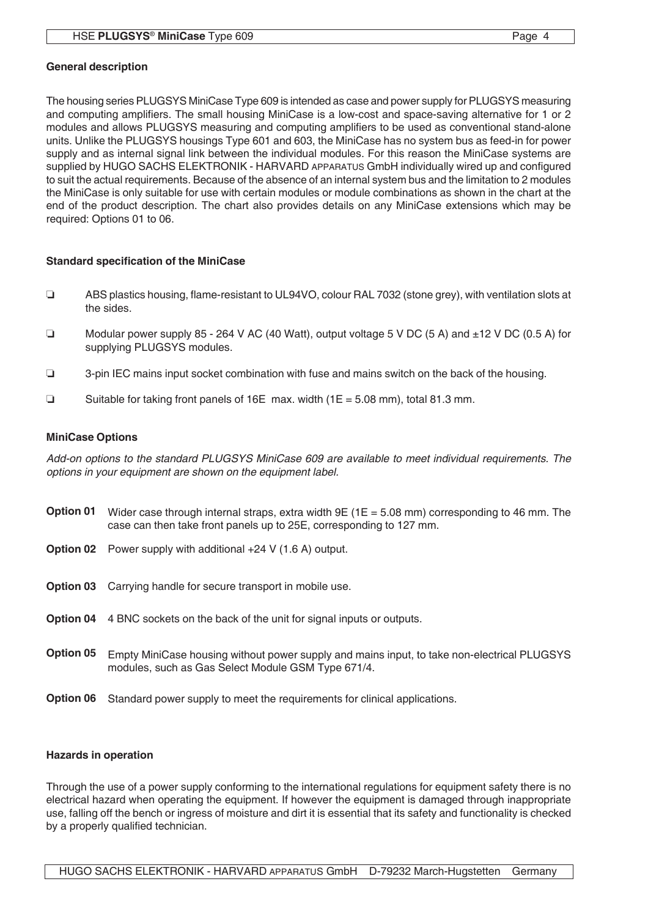## General description

The housing series PLUGSYS MiniCase Type 609 is intended as case and power supply for PLUGSYS measuring and computing amplifiers. The small housing MiniCase is a low-cost and space-saving alternative for 1 or 2 modules and allows PLUGSYS measuring and computing amplifiers to be used as conventional stand-alone units. Unlike the PLUGSYS housings Type 601 and 603, the MiniCase has no system bus as feed-in for power supply and as internal signal link between the individual modules. For this reason the MiniCase systems are supplied by HUGO SACHS ELEKTRONIK - HARVARD APPARATUS GmbH individually wired up and configured to suit the actual requirements. Because of the absence of an internal system bus and the limitation to 2 modules the MiniCase is only suitable for use with certain modules or module combinations as shown in the chart at the end of the product description. The chart also provides details on any MiniCase extensions which may be required: Options 01 to 06.

## Standard specification of the MiniCase

- ❏ ABS plastics housing, flame-resistant to UL94VO, colour RAL 7032 (stone grey), with ventilation slots at the sides.
- ❏ Modular power supply 85 - 264 V AC (40 Watt), output voltage 5 V DC (5 A) and ±12 V DC (0.5 A) for supplying PLUGSYS modules.
- ❏ 3-pin IEC mains input socket combination with fuse and mains switch on the back of the housing.
- ❏ Suitable for taking front panels of 16E max. width (1E = 5.08 mm), total 81.3 mm.

## MiniCase Options

*Add-on options to the standard PLUGSYS MiniCase 609 are available to meet individual requirements. The options in your equipment are shown on the equipment label.*

**Option 01** Wider case through internal straps, extra width 9E (1E = 5.08 mm) corresponding to 46 mm. The case can then take front panels up to 25E, corresponding to 127 mm.

**Option 02** Power supply with additional +24 V (1.6 A) output.

**Option 03** Carrying handle for secure transport in mobile use.

**Option 04** 4 BNC sockets on the back of the unit for signal inputs or outputs.

**Option 05** Empty MiniCase housing without power supply and mains input, to take non-electrical PLUGSYS modules, such as Gas Select Module GSM Type 671/4.

**Option 06** Standard power supply to meet the requirements for clinical applications.

## Hazards in operation

Through the use of a power supply conforming to the international regulations for equipment safety there is no electrical hazard when operating the equipment. If however the equipment is damaged through inappropriate use, falling off the bench or ingress of moisture and dirt it is essential that its safety and functionality is checked by a properly qualified technician.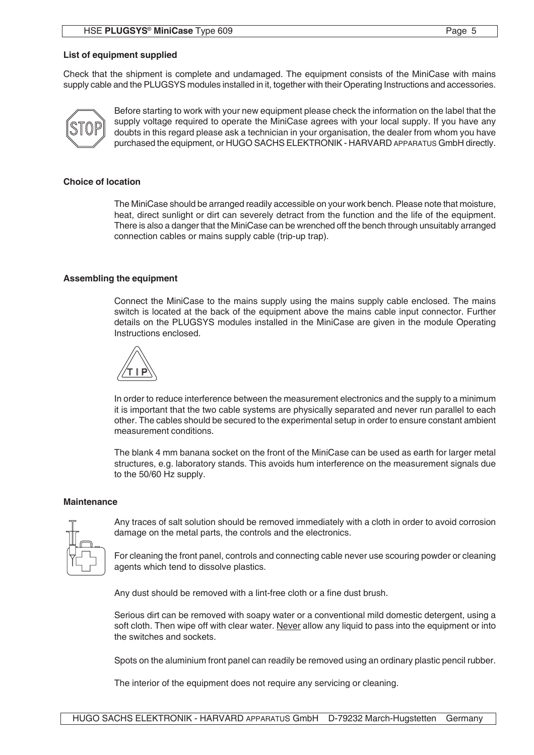### List of equipment supplied

Check that the shipment is complete and undamaged. The equipment consists of the MiniCase with mains supply cable and the PLUGSYS modules installed in it, together with their Operating Instructions and accessories.

Before starting to work with your new equipment please check the information on the label that the supply voltage required to operate the MiniCase agrees with your local supply. If you have any doubts in this regard please ask a technician in your organisation, the dealer from whom you have purchased the equipment, or HUGO SACHS ELEKTRONIK - HARVARD APPARATUS GmbH directly.

### Choice of location

The MiniCase should be arranged readily accessible on your work bench. Please note that moisture, heat, direct sunlight or dirt can severely detract from the function and the life of the equipment. There is also a danger that the MiniCase can be wrenched off the bench through unsuitably arranged connection cables or mains supply cable (trip-up trap).

### Assembling the equipment

Connect the MiniCase to the mains supply using the mains supply cable enclosed. The mains switch is located at the back of the equipment above the mains cable input connector. Further details on the PLUGSYS modules installed in the MiniCase are given in the module Operating Instructions enclosed.

In order to reduce interference between the measurement electronics and the supply to a minimum it is important that the two cable systems are physically separated and never run parallel to each other. The cables should be secured to the experimental setup in order to ensure constant ambient measurement conditions.

The blank 4 mm banana socket on the front of the MiniCase can be used as earth for larger metal structures, e.g. laboratory stands. This avoids hum interference on the measurement signals due to the 50/60 Hz supply.

### Maintenance

Any traces of salt solution should be removed immediately with a cloth in order to avoid corrosion damage on the metal parts, the controls and the electronics.

For cleaning the front panel, controls and connecting cable never use scouring powder or cleaning agents which tend to dissolve plastics.

Any dust should be removed with a lint-free cloth or a fine dust brush.

Serious dirt can be removed with soapy water or a conventional mild domestic detergent, using a soft cloth. Then wipe off with clear water. Never allow any liquid to pass into the equipment or into the switches and sockets.

Spots on the aluminium front panel can readily be removed using an ordinary plastic pencil rubber.

The interior of the equipment does not require any servicing or cleaning.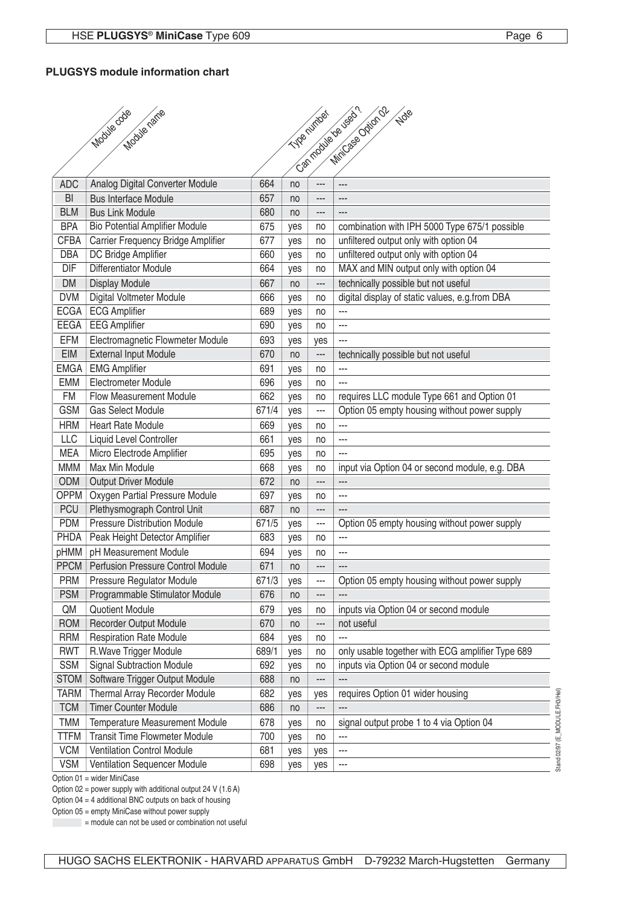## PLUGSYS module information chart

| Module code | Module name | Type number | Can module be used? | MiniCase Option 02 | Note |
|---|---|---|---|---|---|
| ADC | Analog Digital Converter Module | 664 | no | --- | --- |
| BI | Bus Interface Module | 657 | no | --- | --- |
| BLM | Bus Link Module | 680 | no | --- | --- |
| BPA | Bio Potential Amplifier Module | 675 | yes | no | combination with IPH 5000 Type 675/1 possible |
| CFBA | Carrier Frequency Bridge Amplifier | 677 | yes | no | unfiltered output only with option 04 |
| DBA | DC Bridge Amplifier | 660 | yes | no | unfiltered output only with option 04 |
| DIF | Differentiator Module | 664 | yes | no | MAX and MIN output only with option 04 |
| DM | Display Module | 667 | no | --- | technically possible but not useful |
| DVM | Digital Voltmeter Module | 666 | yes | no | digital display of static values, e.g.from DBA |
| ECGA | ECG Amplifier | 689 | yes | no | --- |
| EEGA | EEG Amplifier | 690 | yes | no | --- |
| EFM | Electromagnetic Flowmeter Module | 693 | yes | yes | --- |
| EIM | External Input Module | 670 | no | --- | technically possible but not useful |
| EMGA | EMG Amplifier | 691 | yes | no | --- |
| EMM | Electrometer Module | 696 | yes | no | --- |
| FM | Flow Measurement Module | 662 | yes | no | requires LLC module Type 661 and Option 01 |
| GSM | Gas Select Module | 671/4 | yes | --- | Option 05 empty housing without power supply |
| HRM | Heart Rate Module | 669 | yes | no | --- |
| LLC | Liquid Level Controller | 661 | yes | no | --- |
| MEA | Micro Electrode Amplifier | 695 | yes | no | --- |
| MMM | Max Min Module | 668 | yes | no | input via Option 04 or second module, e.g. DBA |
| ODM | Output Driver Module | 672 | no | --- | --- |
| OPPM | Oxygen Partial Pressure Module | 697 | yes | no | --- |
| PCU | Plethysmograph Control Unit | 687 | no | --- | --- |
| PDM | Pressure Distribution Module | 671/5 | yes | --- | Option 05 empty housing without power supply |
| PHDA | Peak Height Detector Amplifier | 683 | yes | no | --- |
| pHMM | pH Measurement Module | 694 | yes | no | --- |
| PPCM | Perfusion Pressure Control Module | 671 | no | --- | --- |
| PRM | Pressure Regulator Module | 671/3 | yes | --- | Option 05 empty housing without power supply |
| PSM | Programmable Stimulator Module | 676 | no | --- | --- |
| QM | Quotient Module | 679 | yes | no | inputs via Option 04 or second module |
| ROM | Recorder Output Module | 670 | no | --- | not useful |
| RRM | Respiration Rate Module | 684 | yes | no | --- |
| RWT | R.Wave Trigger Module | 689/1 | yes | no | only usable together with ECG amplifier Type 689 |
| SSM | Signal Subtraction Module | 692 | yes | no | inputs via Option 04 or second module |
| STOM | Software Trigger Output Module | 688 | no | --- | --- |
| TARM | Thermal Array Recorder Module | 682 | yes | yes | requires Option 01 wider housing |
| TCM | Timer Counter Module | 686 | no | --- | --- |
| TMM | Temperature Measurement Module | 678 | yes | no | signal output probe 1 to 4 via Option 04 |
| TTFM | Transit Time Flowmeter Module | 700 | yes | no | --- |
| VCM | Ventilation Control Module | 681 | yes | yes | --- |
| VSM | Ventilation Sequencer Module | 698 | yes | yes | --- |

Option 01 = wider MiniCase

Option 02 = power supply with additional output 24 V (1.6 A)

Option 04 = 4 additional BNC outputs on back of housing

Option 05 = empty MiniCase without power supply

(shaded) = module can not be used or combination not useful

Stand 02/97 (E_MODULE FH3/Hel)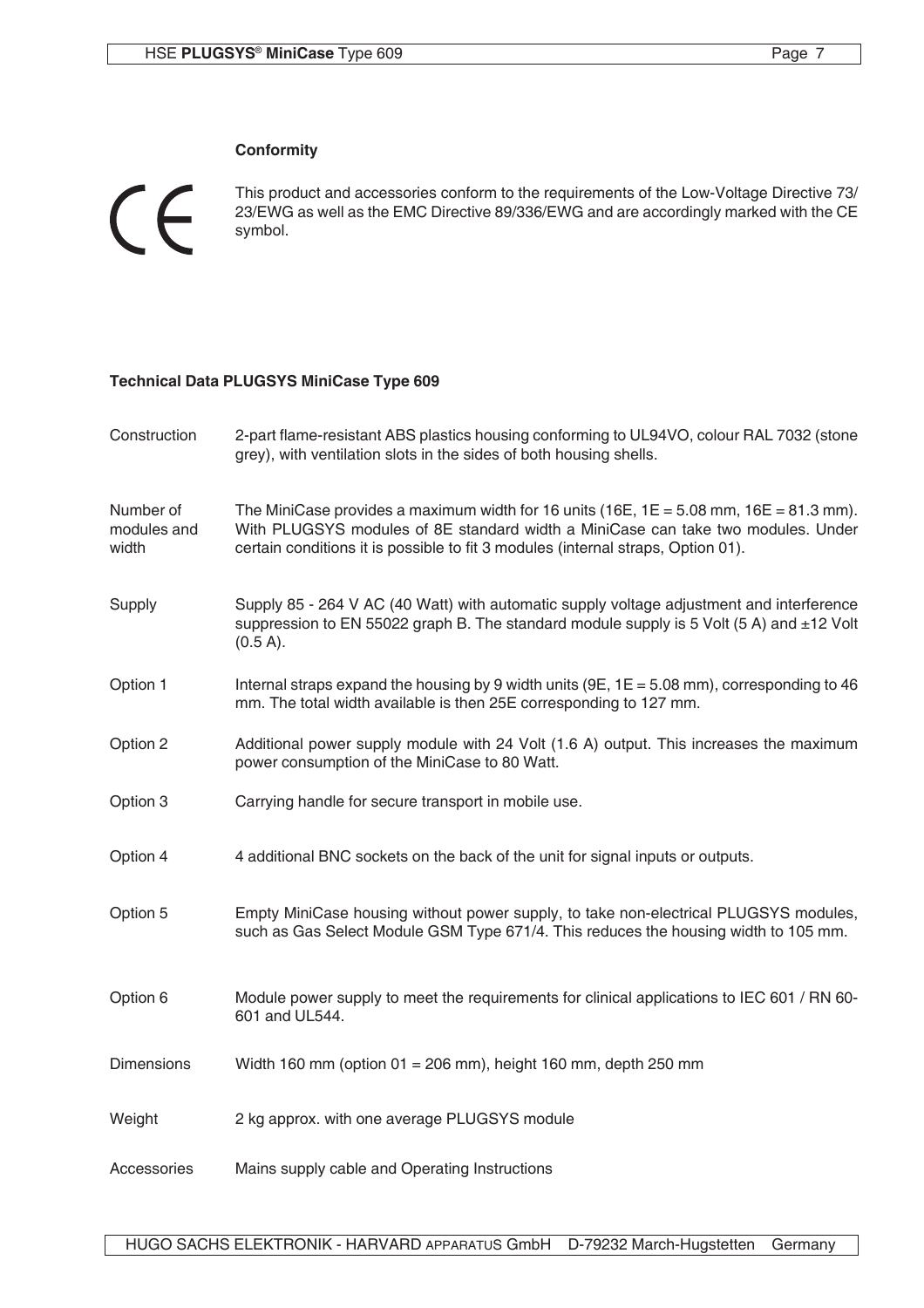### Conformity

CE

This product and accessories conform to the requirements of the Low-Voltage Directive 73/23/EWG as well as the EMC Directive 89/336/EWG and are accordingly marked with the CE symbol.

### Technical Data PLUGSYS MiniCase Type 609

| | |
|---|---|
| Construction | 2-part flame-resistant ABS plastics housing conforming to UL94VO, colour RAL 7032 (stone grey), with ventilation slots in the sides of both housing shells. |
| Number of modules and width | The MiniCase provides a maximum width for 16 units (16E, 1E = 5.08 mm, 16E = 81.3 mm). With PLUGSYS modules of 8E standard width a MiniCase can take two modules. Under certain conditions it is possible to fit 3 modules (internal straps, Option 01). |
| Supply | Supply 85 - 264 V AC (40 Watt) with automatic supply voltage adjustment and interference suppression to EN 55022 graph B. The standard module supply is 5 Volt (5 A) and ±12 Volt (0.5 A). |
| Option 1 | Internal straps expand the housing by 9 width units (9E, 1E = 5.08 mm), corresponding to 46 mm. The total width available is then 25E corresponding to 127 mm. |
| Option 2 | Additional power supply module with 24 Volt (1.6 A) output. This increases the maximum power consumption of the MiniCase to 80 Watt. |
| Option 3 | Carrying handle for secure transport in mobile use. |
| Option 4 | 4 additional BNC sockets on the back of the unit for signal inputs or outputs. |
| Option 5 | Empty MiniCase housing without power supply, to take non-electrical PLUGSYS modules, such as Gas Select Module GSM Type 671/4. This reduces the housing width to 105 mm. |
| Option 6 | Module power supply to meet the requirements for clinical applications to IEC 601 / RN 60-601 and UL544. |
| Dimensions | Width 160 mm (option 01 = 206 mm), height 160 mm, depth 250 mm |
| Weight | 2 kg approx. with one average PLUGSYS module |
| Accessories | Mains supply cable and Operating Instructions |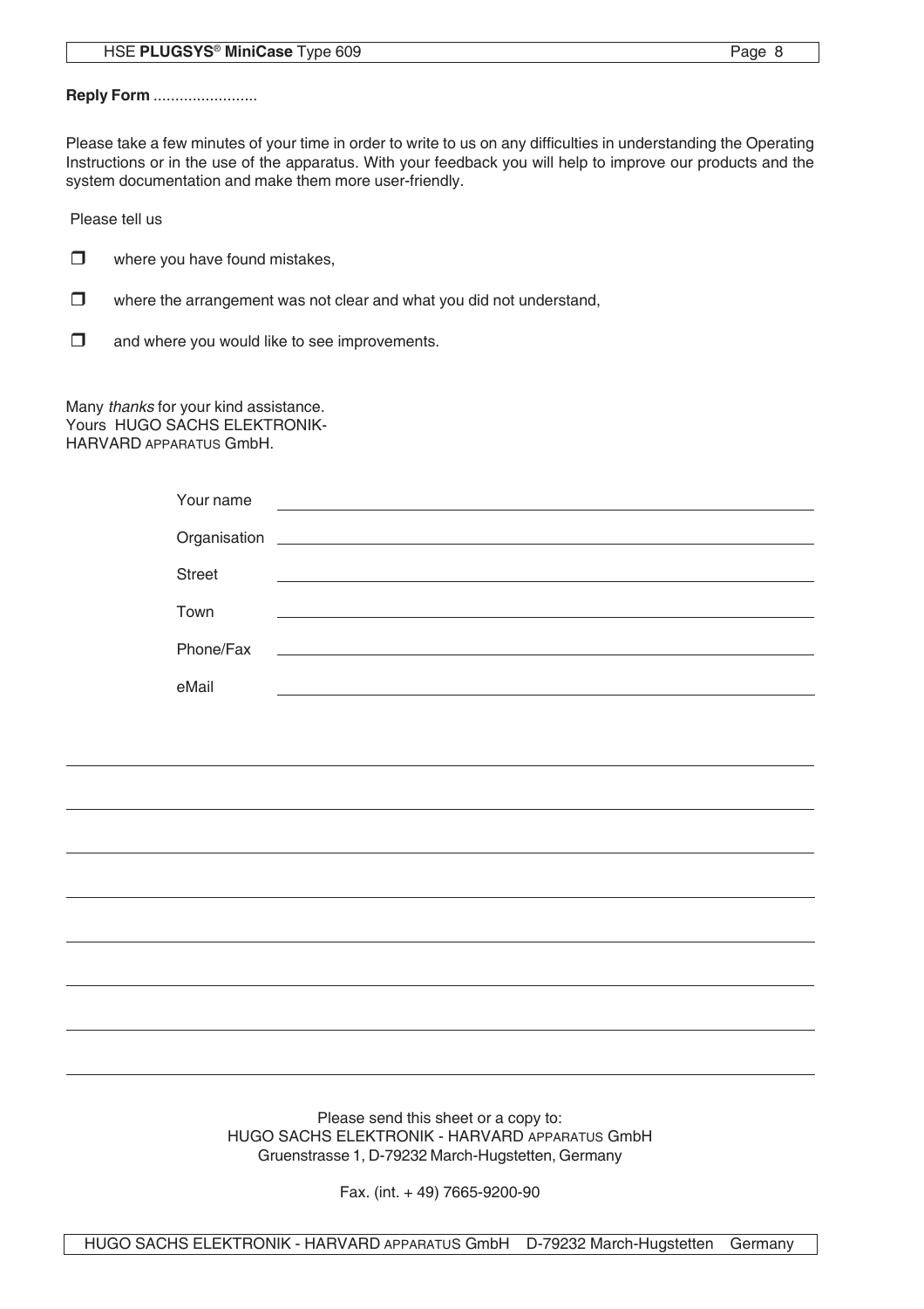**Reply Form** ........................

Please take a few minutes of your time in order to write to us on any difficulties in understanding the Operating Instructions or in the use of the apparatus. With your feedback you will help to improve our products and the system documentation and make them more user-friendly.

Please tell us

- ❐ where you have found mistakes,
- ❐ where the arrangement was not clear and what you did not understand,
- ❐ and where you would like to see improvements.

Many *thanks* for your kind assistance.
Yours HUGO SACHS ELEKTRONIK-
HARVARD APPARATUS GmbH.

Your name \_\_\_\_\_\_\_\_\_\_\_\_\_\_\_\_\_\_\_\_\_\_\_\_\_\_\_\_\_\_\_\_\_\_\_\_\_\_\_\_

Organisation \_\_\_\_\_\_\_\_\_\_\_\_\_\_\_\_\_\_\_\_\_\_\_\_\_\_\_\_\_\_\_\_\_\_\_\_\_\_\_\_

Street \_\_\_\_\_\_\_\_\_\_\_\_\_\_\_\_\_\_\_\_\_\_\_\_\_\_\_\_\_\_\_\_\_\_\_\_\_\_\_\_

Town \_\_\_\_\_\_\_\_\_\_\_\_\_\_\_\_\_\_\_\_\_\_\_\_\_\_\_\_\_\_\_\_\_\_\_\_\_\_\_\_

Phone/Fax \_\_\_\_\_\_\_\_\_\_\_\_\_\_\_\_\_\_\_\_\_\_\_\_\_\_\_\_\_\_\_\_\_\_\_\_\_\_\_\_

eMail \_\_\_\_\_\_\_\_\_\_\_\_\_\_\_\_\_\_\_\_\_\_\_\_\_\_\_\_\_\_\_\_\_\_\_\_\_\_\_\_

Please send this sheet or a copy to:
HUGO SACHS ELEKTRONIK - HARVARD APPARATUS GmbH
Gruenstrasse 1, D-79232 March-Hugstetten, Germany

Fax. (int. + 49) 7665-9200-90